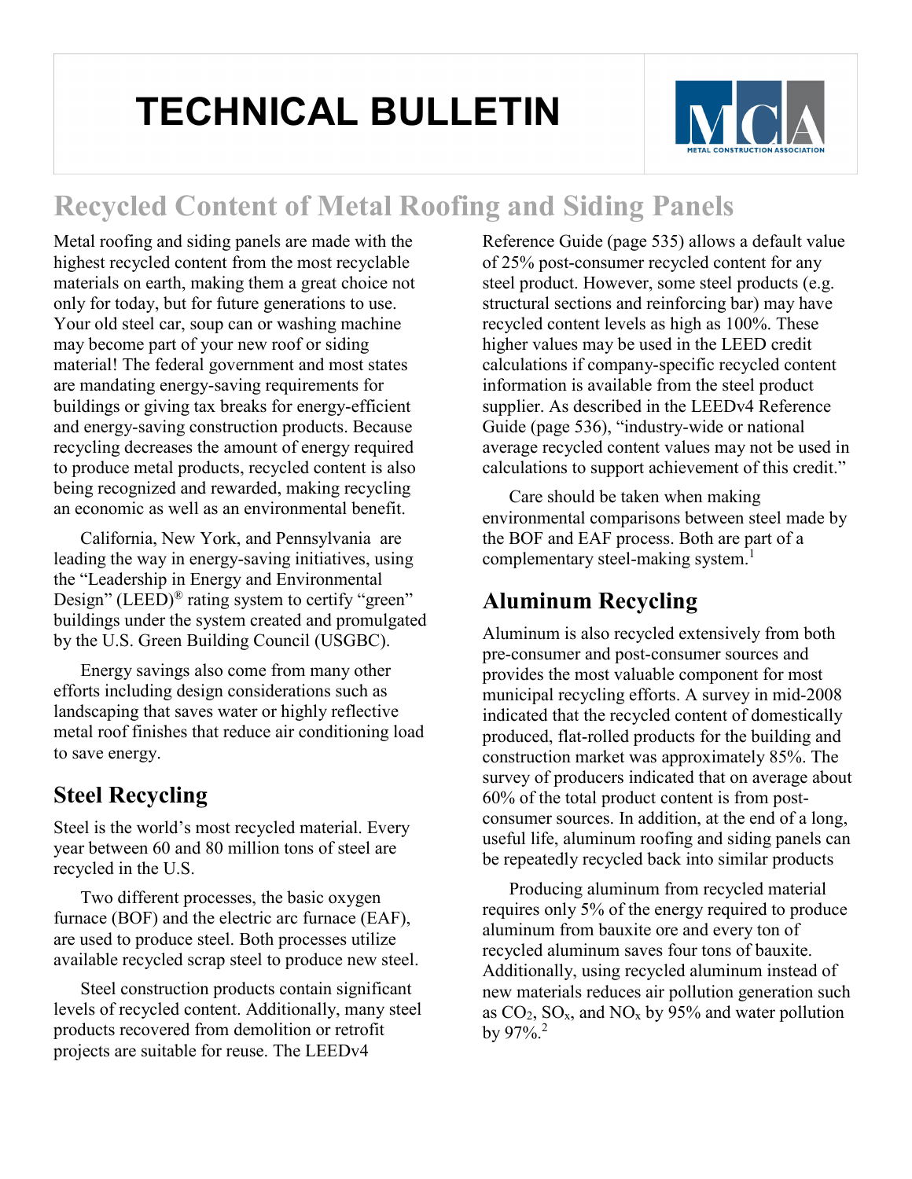# TECHNICAL BULLETIN

## Recycled Content of Metal Roofing and Siding Panels

Metal roofing and siding panels are made with the highest recycled content from the most recyclable materials on earth, making them a great choice not only for today, but for future generations to use. Your old steel car, soup can or washing machine may become part of your new roof or siding material! The federal government and most states are mandating energy-saving requirements for buildings or giving tax breaks for energy-efficient and energy-saving construction products. Because recycling decreases the amount of energy required to produce metal products, recycled content is also being recognized and rewarded, making recycling an economic as well as an environmental benefit.

California, New York, and Pennsylvania are leading the way in energy-saving initiatives, using the "Leadership in Energy and Environmental Design" (LEED)® rating system to certify "green" buildings under the system created and promulgated by the U.S. Green Building Council (USGBC).

Energy savings also come from many other efforts including design considerations such as landscaping that saves water or highly reflective metal roof finishes that reduce air conditioning load to save energy.

## Steel Recycling

Steel is the world's most recycled material. Every year between 60 and 80 million tons of steel are recycled in the U.S.

Two different processes, the basic oxygen furnace (BOF) and the electric arc furnace (EAF), are used to produce steel. Both processes utilize available recycled scrap steel to produce new steel.

Steel construction products contain significant levels of recycled content. Additionally, many steel products recovered from demolition or retrofit projects are suitable for reuse. The LEEDv4 Reference Guide (page 535) allows a default value of 25% post-consumer recycled content for any steel product. However, some steel products (e.g. structural sections and reinforcing bar) may have recycled content levels as high as 100%. These higher values may be used in the LEED credit calculations if company-specific recycled content information is available from the steel product supplier. As described in the LEEDv4 Reference Guide (page 536), "industry-wide or national average recycled content values may not be used in calculations to support achievement of this credit."

Care should be taken when making environmental comparisons between steel made by the BOF and EAF process. Both are part of a complementary steel-making system.[1]

## Aluminum Recycling

Aluminum is also recycled extensively from both pre-consumer and post-consumer sources and provides the most valuable component for most municipal recycling efforts. A survey in mid-2008 indicated that the recycled content of domestically produced, flat-rolled products for the building and construction market was approximately 85%. The survey of producers indicated that on average about 60% of the total product content is from post-consumer sources. In addition, at the end of a long, useful life, aluminum roofing and siding panels can be repeatedly recycled back into similar products

Producing aluminum from recycled material requires only 5% of the energy required to produce aluminum from bauxite ore and every ton of recycled aluminum saves four tons of bauxite. Additionally, using recycled aluminum instead of new materials reduces air pollution generation such as $CO_2$, $SO_x$, and $NO_x$ by 95% and water pollution by 97%.[2]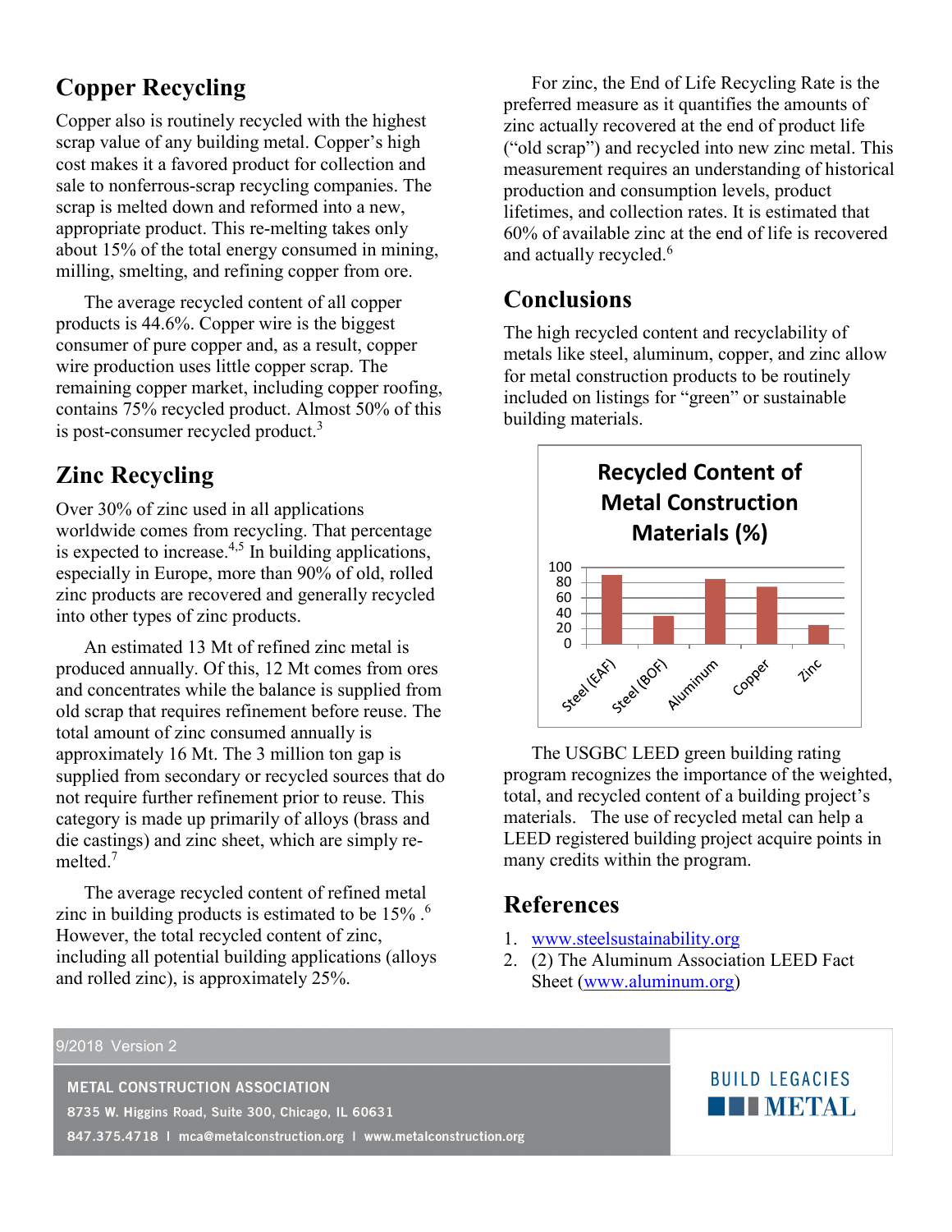## Copper Recycling

Copper also is routinely recycled with the highest scrap value of any building metal. Copper's high cost makes it a favored product for collection and sale to nonferrous-scrap recycling companies. The scrap is melted down and reformed into a new, appropriate product. This re-melting takes only about 15% of the total energy consumed in mining, milling, smelting, and refining copper from ore.

The average recycled content of all copper products is 44.6%. Copper wire is the biggest consumer of pure copper and, as a result, copper wire production uses little copper scrap. The remaining copper market, including copper roofing, contains 75% recycled product. Almost 50% of this is post-consumer recycled product.[3]

## Zinc Recycling

Over 30% of zinc used in all applications worldwide comes from recycling. That percentage is expected to increase.[4,5] In building applications, especially in Europe, more than 90% of old, rolled zinc products are recovered and generally recycled into other types of zinc products.

An estimated 13 Mt of refined zinc metal is produced annually. Of this, 12 Mt comes from ores and concentrates while the balance is supplied from old scrap that requires refinement before reuse. The total amount of zinc consumed annually is approximately 16 Mt. The 3 million ton gap is supplied from secondary or recycled sources that do not require further refinement prior to reuse. This category is made up primarily of alloys (brass and die castings) and zinc sheet, which are simply re-melted.[7]

The average recycled content of refined metal zinc in building products is estimated to be 15% .[6] However, the total recycled content of zinc, including all potential building applications (alloys and rolled zinc), is approximately 25%.

For zinc, the End of Life Recycling Rate is the preferred measure as it quantifies the amounts of zinc actually recovered at the end of product life ("old scrap") and recycled into new zinc metal. This measurement requires an understanding of historical production and consumption levels, product lifetimes, and collection rates. It is estimated that 60% of available zinc at the end of life is recovered and actually recycled.[6]

## Conclusions

The high recycled content and recyclability of metals like steel, aluminum, copper, and zinc allow for metal construction products to be routinely included on listings for "green" or sustainable building materials.

**Recycled Content of Metal Construction Materials (%)**

The USGBC LEED green building rating program recognizes the importance of the weighted, total, and recycled content of a building project's materials. The use of recycled metal can help a LEED registered building project acquire points in many credits within the program.

## References

1. www.steelsustainability.org
2. (2) The Aluminum Association LEED Fact Sheet (www.aluminum.org)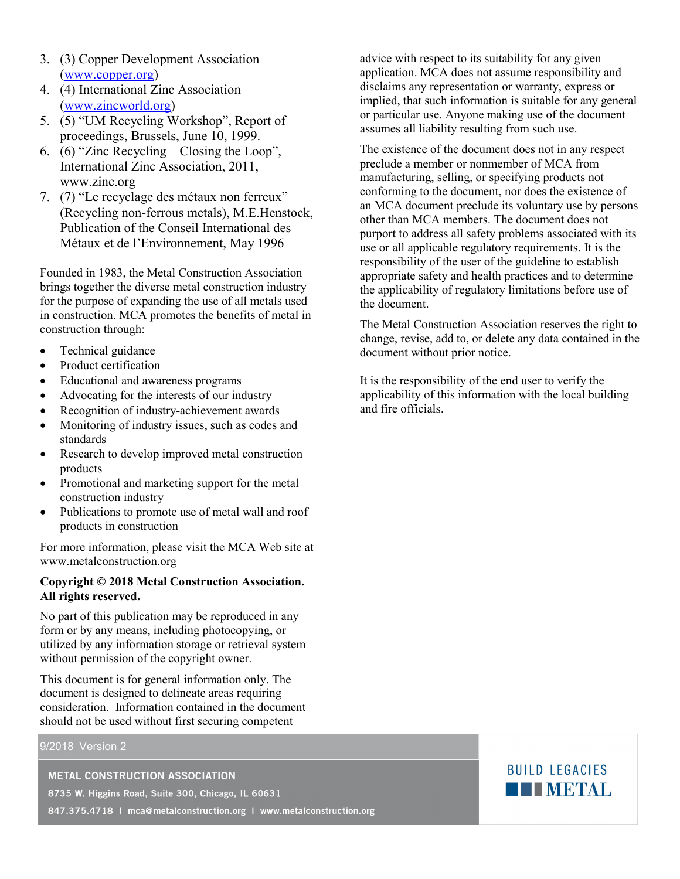3. (3) Copper Development Association (www.copper.org)
4. (4) International Zinc Association (www.zincworld.org)
5. (5) "UM Recycling Workshop", Report of proceedings, Brussels, June 10, 1999.
6. (6) "Zinc Recycling – Closing the Loop", International Zinc Association, 2011, www.zinc.org
7. (7) "Le recyclage des métaux non ferreux" (Recycling non-ferrous metals), M.E.Henstock, Publication of the Conseil International des Métaux et de l'Environnement, May 1996

Founded in 1983, the Metal Construction Association brings together the diverse metal construction industry for the purpose of expanding the use of all metals used in construction. MCA promotes the benefits of metal in construction through:

- Technical guidance
- Product certification
- Educational and awareness programs
- Advocating for the interests of our industry
- Recognition of industry-achievement awards
- Monitoring of industry issues, such as codes and standards
- Research to develop improved metal construction products
- Promotional and marketing support for the metal construction industry
- Publications to promote use of metal wall and roof products in construction

For more information, please visit the MCA Web site at www.metalconstruction.org

**Copyright © 2018 Metal Construction Association. All rights reserved.**

No part of this publication may be reproduced in any form or by any means, including photocopying, or utilized by any information storage or retrieval system without permission of the copyright owner.

This document is for general information only. The document is designed to delineate areas requiring consideration. Information contained in the document should not be used without first securing competent advice with respect to its suitability for any given application. MCA does not assume responsibility and disclaims any representation or warranty, express or implied, that such information is suitable for any general or particular use. Anyone making use of the document assumes all liability resulting from such use.

The existence of the document does not in any respect preclude a member or nonmember of MCA from manufacturing, selling, or specifying products not conforming to the document, nor does the existence of an MCA document preclude its voluntary use by persons other than MCA members. The document does not purport to address all safety problems associated with its use or all applicable regulatory requirements. It is the responsibility of the user of the guideline to establish appropriate safety and health practices and to determine the applicability of regulatory limitations before use of the document.

The Metal Construction Association reserves the right to change, revise, add to, or delete any data contained in the document without prior notice.

It is the responsibility of the end user to verify the applicability of this information with the local building and fire officials.

9/2018 Version 2

**METAL CONSTRUCTION ASSOCIATION**
8735 W. Higgins Road, Suite 300, Chicago, IL 60631
847.375.4718 | mca@metalconstruction.org | www.metalconstruction.org

BUILD LEGACIES METAL